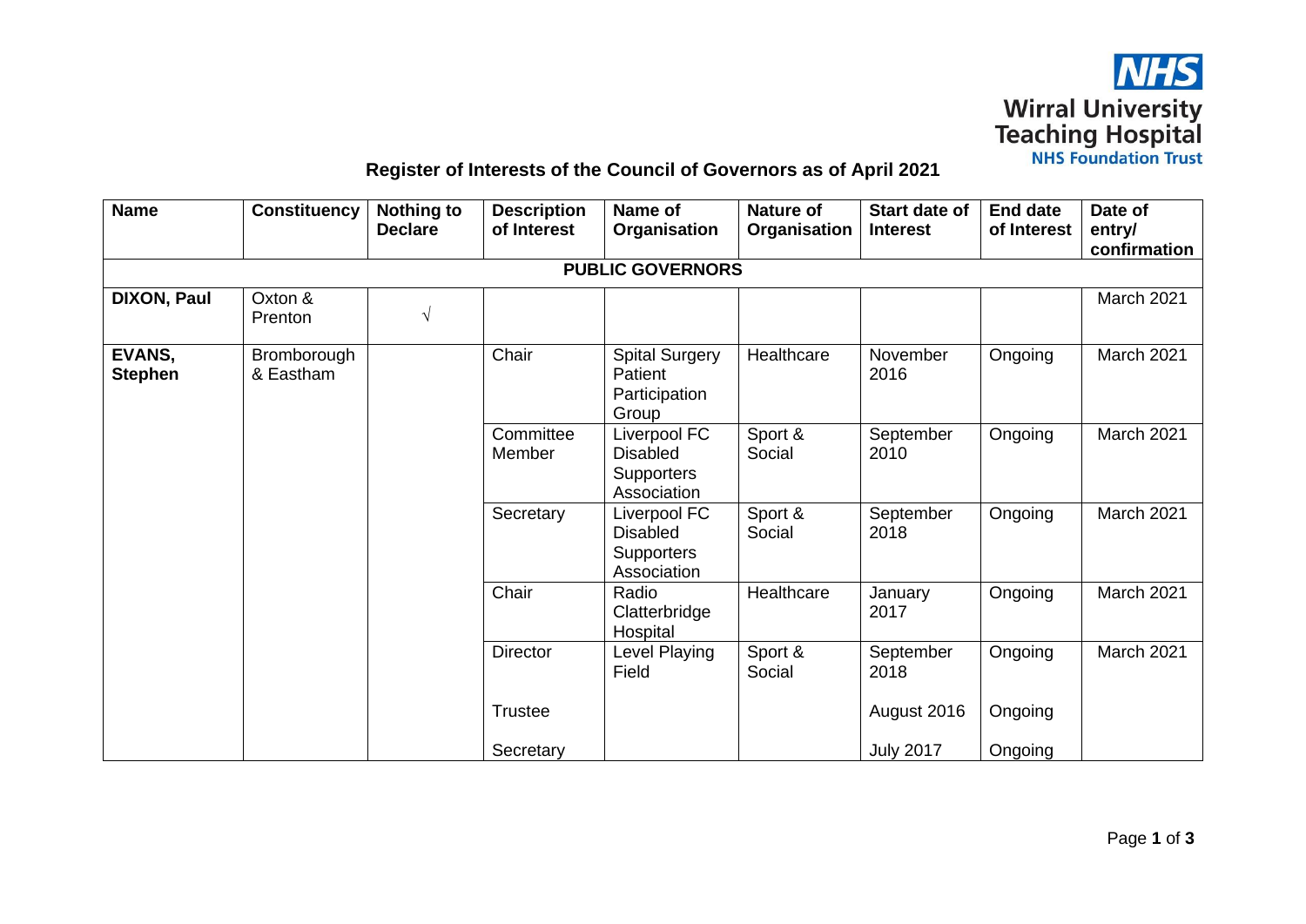NHS
Wirral University Teaching Hospital
NHS Foundation Trust

## Register of Interests of the Council of Governors as of April 2021

| Name | Constituency | Nothing to Declare | Description of Interest | Name of Organisation | Nature of Organisation | Start date of Interest | End date of Interest | Date of entry/ confirmation |
|---|---|---|---|---|---|---|---|---|
| **PUBLIC GOVERNORS** | | | | | | | | |
| **DIXON, Paul** | Oxton & Prenton | √ | | | | | | March 2021 |
| **EVANS, Stephen** | Bromborough & Eastham | | Chair | Spital Surgery Patient Participation Group | Healthcare | November 2016 | Ongoing | March 2021 |
| | | | Committee Member | Liverpool FC Disabled Supporters Association | Sport & Social | September 2010 | Ongoing | March 2021 |
| | | | Secretary | Liverpool FC Disabled Supporters Association | Sport & Social | September 2018 | Ongoing | March 2021 |
| | | | Chair | Radio Clatterbridge Hospital | Healthcare | January 2017 | Ongoing | March 2021 |
| | | | Director<br>Trustee<br>Secretary | Level Playing Field | Sport & Social | September 2018<br>August 2016<br>July 2017 | Ongoing<br>Ongoing<br>Ongoing | March 2021 |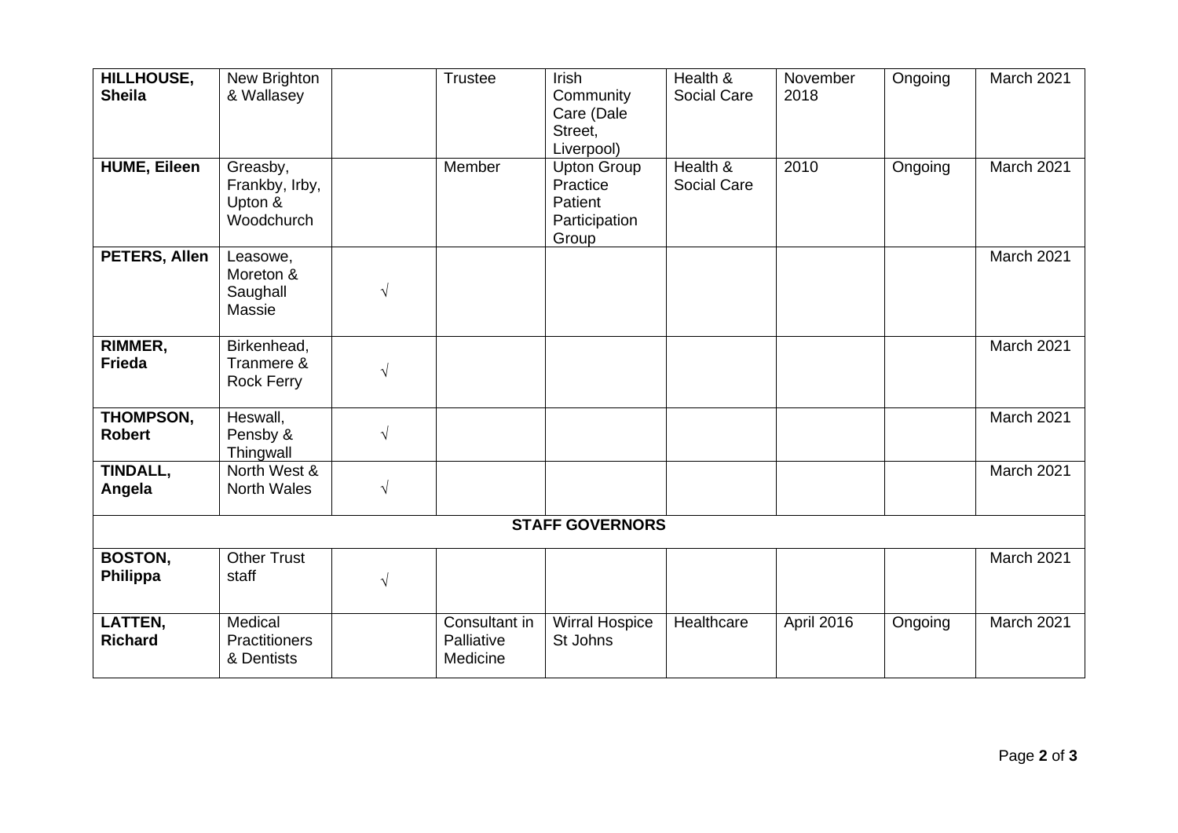| **HILLHOUSE, Sheila** | New Brighton & Wallasey | | Trustee | Irish Community Care (Dale Street, Liverpool) | Health & Social Care | November 2018 | Ongoing | March 2021 |
|---|---|---|---|---|---|---|---|---|
| **HUME, Eileen** | Greasby, Frankby, Irby, Upton & Woodchurch | | Member | Upton Group Practice Patient Participation Group | Health & Social Care | 2010 | Ongoing | March 2021 |
| **PETERS, Allen** | Leasowe, Moreton & Saughall Massie | √ | | | | | | March 2021 |
| **RIMMER, Frieda** | Birkenhead, Tranmere & Rock Ferry | √ | | | | | | March 2021 |
| **THOMPSON, Robert** | Heswall, Pensby & Thingwall | √ | | | | | | March 2021 |
| **TINDALL, Angela** | North West & North Wales | √ | | | | | | March 2021 |
| **STAFF GOVERNORS** | | | | | | | | |
| **BOSTON, Philippa** | Other Trust staff | √ | | | | | | March 2021 |
| **LATTEN, Richard** | Medical Practitioners & Dentists | | Consultant in Palliative Medicine | Wirral Hospice St Johns | Healthcare | April 2016 | Ongoing | March 2021 |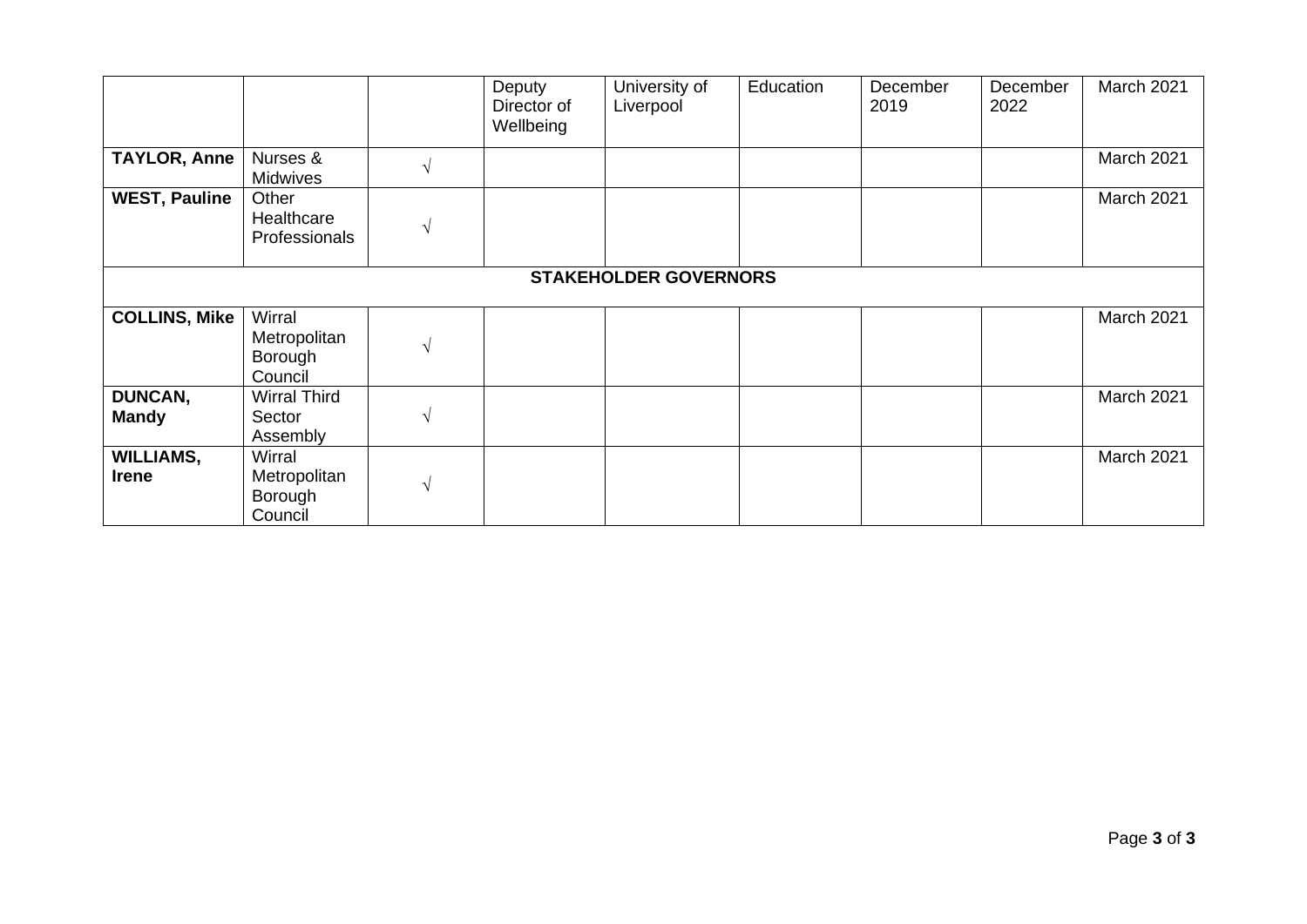| | | | | | | | | |
|---|---|---|---|---|---|---|---|---|
| | | | Deputy Director of Wellbeing | University of Liverpool | Education | December 2019 | December 2022 | March 2021 |
| **TAYLOR, Anne** | Nurses & Midwives | √ | | | | | | March 2021 |
| **WEST, Pauline** | Other Healthcare Professionals | √ | | | | | | March 2021 |
| | | | | **STAKEHOLDER GOVERNORS** | | | | |
| **COLLINS, Mike** | Wirral Metropolitan Borough Council | √ | | | | | | March 2021 |
| **DUNCAN, Mandy** | Wirral Third Sector Assembly | √ | | | | | | March 2021 |
| **WILLIAMS, Irene** | Wirral Metropolitan Borough Council | √ | | | | | | March 2021 |